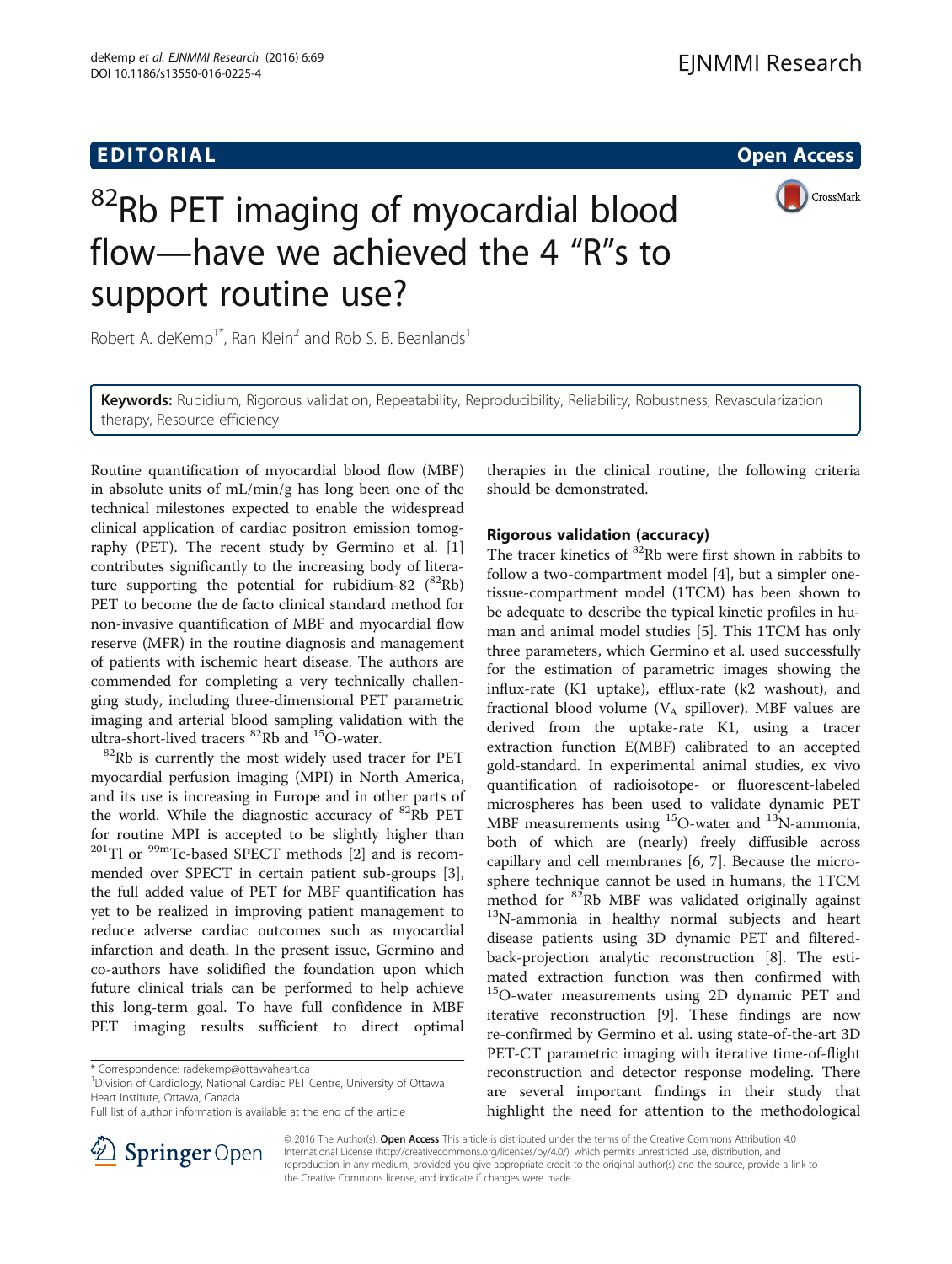**EDITORIAL** **Open Access**

# $^{82}$Rb PET imaging of myocardial blood flow—have we achieved the 4 "R"s to support routine use?

Robert A. deKemp[1*], Ran Klein[2] and Rob S. B. Beanlands[1]

**Keywords:** Rubidium, Rigorous validation, Repeatability, Reproducibility, Reliability, Robustness, Revascularization therapy, Resource efficiency

Routine quantification of myocardial blood flow (MBF) in absolute units of mL/min/g has long been one of the technical milestones expected to enable the widespread clinical application of cardiac positron emission tomography (PET). The recent study by Germino et al. [1] contributes significantly to the increasing body of literature supporting the potential for rubidium-82 ($^{82}$Rb) PET to become the de facto clinical standard method for non-invasive quantification of MBF and myocardial flow reserve (MFR) in the routine diagnosis and management of patients with ischemic heart disease. The authors are commended for completing a very technically challenging study, including three-dimensional PET parametric imaging and arterial blood sampling validation with the ultra-short-lived tracers $^{82}$Rb and $^{15}$O-water.

$^{82}$Rb is currently the most widely used tracer for PET myocardial perfusion imaging (MPI) in North America, and its use is increasing in Europe and in other parts of the world. While the diagnostic accuracy of $^{82}$Rb PET for routine MPI is accepted to be slightly higher than $^{201}$Tl or $^{99m}$Tc-based SPECT methods [2] and is recommended over SPECT in certain patient sub-groups [3], the full added value of PET for MBF quantification has yet to be realized in improving patient management to reduce adverse cardiac outcomes such as myocardial infarction and death. In the present issue, Germino and co-authors have solidified the foundation upon which future clinical trials can be performed to help achieve this long-term goal. To have full confidence in MBF PET imaging results sufficient to direct optimal therapies in the clinical routine, the following criteria should be demonstrated.

## Rigorous validation (accuracy)

The tracer kinetics of $^{82}$Rb were first shown in rabbits to follow a two-compartment model [4], but a simpler one-tissue-compartment model (1TCM) has been shown to be adequate to describe the typical kinetic profiles in human and animal model studies [5]. This 1TCM has only three parameters, which Germino et al. used successfully for the estimation of parametric images showing the influx-rate (K1 uptake), efflux-rate (k2 washout), and fractional blood volume ($V_A$ spillover). MBF values are derived from the uptake-rate K1, using a tracer extraction function E(MBF) calibrated to an accepted gold-standard. In experimental animal studies, ex vivo quantification of radioisotope- or fluorescent-labeled microspheres has been used to validate dynamic PET MBF measurements using $^{15}$O-water and $^{13}$N-ammonia, both of which are (nearly) freely diffusible across capillary and cell membranes [6, 7]. Because the microsphere technique cannot be used in humans, the 1TCM method for $^{82}$Rb MBF was validated originally against $^{13}$N-ammonia in healthy normal subjects and heart disease patients using 3D dynamic PET and filtered-back-projection analytic reconstruction [8]. The estimated extraction function was then confirmed with $^{15}$O-water measurements using 2D dynamic PET and iterative reconstruction [9]. These findings are now re-confirmed by Germino et al. using state-of-the-art 3D PET-CT parametric imaging with iterative time-of-flight reconstruction and detector response modeling. There are several important findings in their study that highlight the need for attention to the methodological

\* Correspondence: radekemp@ottawaheart.ca

[1]Division of Cardiology, National Cardiac PET Centre, University of Ottawa Heart Institute, Ottawa, Canada

Full list of author information is available at the end of the article

© 2016 The Author(s). **Open Access** This article is distributed under the terms of the Creative Commons Attribution 4.0 International License (http://creativecommons.org/licenses/by/4.0/), which permits unrestricted use, distribution, and reproduction in any medium, provided you give appropriate credit to the original author(s) and the source, provide a link to the Creative Commons license, and indicate if changes were made.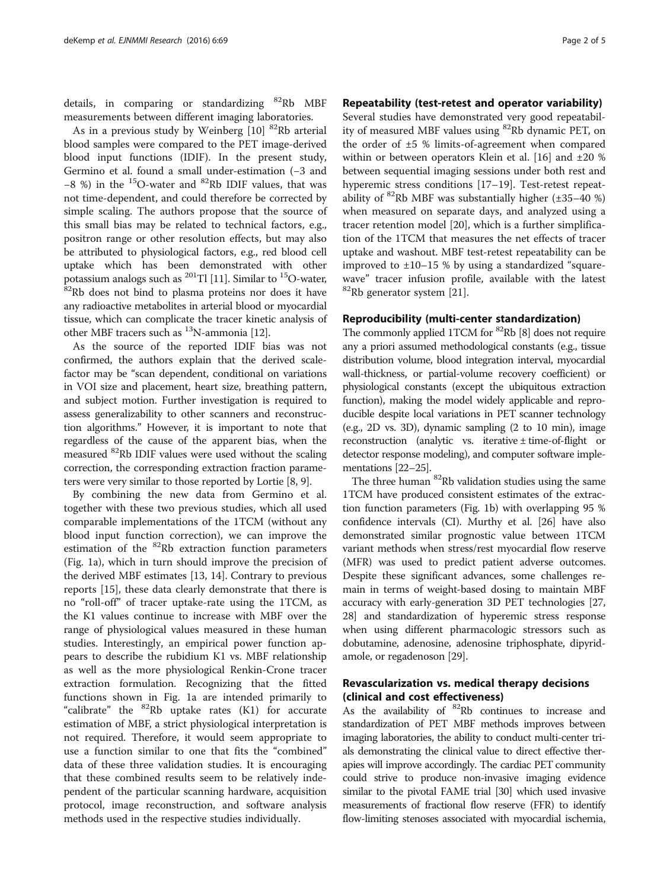details, in comparing or standardizing $^{82}$Rb MBF measurements between different imaging laboratories.

As in a previous study by Weinberg [10] $^{82}$Rb arterial blood samples were compared to the PET image-derived blood input functions (IDIF). In the present study, Germino et al. found a small under-estimation (−3 and −8 %) in the $^{15}$O-water and $^{82}$Rb IDIF values, that was not time-dependent, and could therefore be corrected by simple scaling. The authors propose that the source of this small bias may be related to technical factors, e.g., positron range or other resolution effects, but may also be attributed to physiological factors, e.g., red blood cell uptake which has been demonstrated with other potassium analogs such as $^{201}$Tl [11]. Similar to $^{15}$O-water, $^{82}$Rb does not bind to plasma proteins nor does it have any radioactive metabolites in arterial blood or myocardial tissue, which can complicate the tracer kinetic analysis of other MBF tracers such as $^{13}$N-ammonia [12].

As the source of the reported IDIF bias was not confirmed, the authors explain that the derived scale-factor may be "scan dependent, conditional on variations in VOI size and placement, heart size, breathing pattern, and subject motion. Further investigation is required to assess generalizability to other scanners and reconstruction algorithms." However, it is important to note that regardless of the cause of the apparent bias, when the measured $^{82}$Rb IDIF values were used without the scaling correction, the corresponding extraction fraction parameters were very similar to those reported by Lortie [8, 9].

By combining the new data from Germino et al. together with these two previous studies, which all used comparable implementations of the 1TCM (without any blood input function correction), we can improve the estimation of the $^{82}$Rb extraction function parameters (Fig. 1a), which in turn should improve the precision of the derived MBF estimates [13, 14]. Contrary to previous reports [15], these data clearly demonstrate that there is no "roll-off" of tracer uptake-rate using the 1TCM, as the K1 values continue to increase with MBF over the range of physiological values measured in these human studies. Interestingly, an empirical power function appears to describe the rubidium K1 vs. MBF relationship as well as the more physiological Renkin-Crone tracer extraction formulation. Recognizing that the fitted functions shown in Fig. 1a are intended primarily to "calibrate" the $^{82}$Rb uptake rates (K1) for accurate estimation of MBF, a strict physiological interpretation is not required. Therefore, it would seem appropriate to use a function similar to one that fits the "combined" data of these three validation studies. It is encouraging that these combined results seem to be relatively independent of the particular scanning hardware, acquisition protocol, image reconstruction, and software analysis methods used in the respective studies individually.

## Repeatability (test-retest and operator variability)

Several studies have demonstrated very good repeatability of measured MBF values using $^{82}$Rb dynamic PET, on the order of ±5 % limits-of-agreement when compared within or between operators Klein et al. [16] and ±20 % between sequential imaging sessions under both rest and hyperemic stress conditions [17–19]. Test-retest repeatability of $^{82}$Rb MBF was substantially higher (±35–40 %) when measured on separate days, and analyzed using a tracer retention model [20], which is a further simplification of the 1TCM that measures the net effects of tracer uptake and washout. MBF test-retest repeatability can be improved to ±10–15 % by using a standardized "square-wave" tracer infusion profile, available with the latest $^{82}$Rb generator system [21].

## Reproducibility (multi-center standardization)

The commonly applied 1TCM for $^{82}$Rb [8] does not require any a priori assumed methodological constants (e.g., tissue distribution volume, blood integration interval, myocardial wall-thickness, or partial-volume recovery coefficient) or physiological constants (except the ubiquitous extraction function), making the model widely applicable and reproducible despite local variations in PET scanner technology (e.g., 2D vs. 3D), dynamic sampling (2 to 10 min), image reconstruction (analytic vs. iterative ± time-of-flight or detector response modeling), and computer software implementations [22–25].

The three human $^{82}$Rb validation studies using the same 1TCM have produced consistent estimates of the extraction function parameters (Fig. 1b) with overlapping 95 % confidence intervals (CI). Murthy et al. [26] have also demonstrated similar prognostic value between 1TCM variant methods when stress/rest myocardial flow reserve (MFR) was used to predict patient adverse outcomes. Despite these significant advances, some challenges remain in terms of weight-based dosing to maintain MBF accuracy with early-generation 3D PET technologies [27, 28] and standardization of hyperemic stress response when using different pharmacologic stressors such as dobutamine, adenosine, adenosine triphosphate, dipyridamole, or regadenoson [29].

## Revascularization vs. medical therapy decisions (clinical and cost effectiveness)

As the availability of $^{82}$Rb continues to increase and standardization of PET MBF methods improves between imaging laboratories, the ability to conduct multi-center trials demonstrating the clinical value to direct effective therapies will improve accordingly. The cardiac PET community could strive to produce non-invasive imaging evidence similar to the pivotal FAME trial [30] which used invasive measurements of fractional flow reserve (FFR) to identify flow-limiting stenoses associated with myocardial ischemia,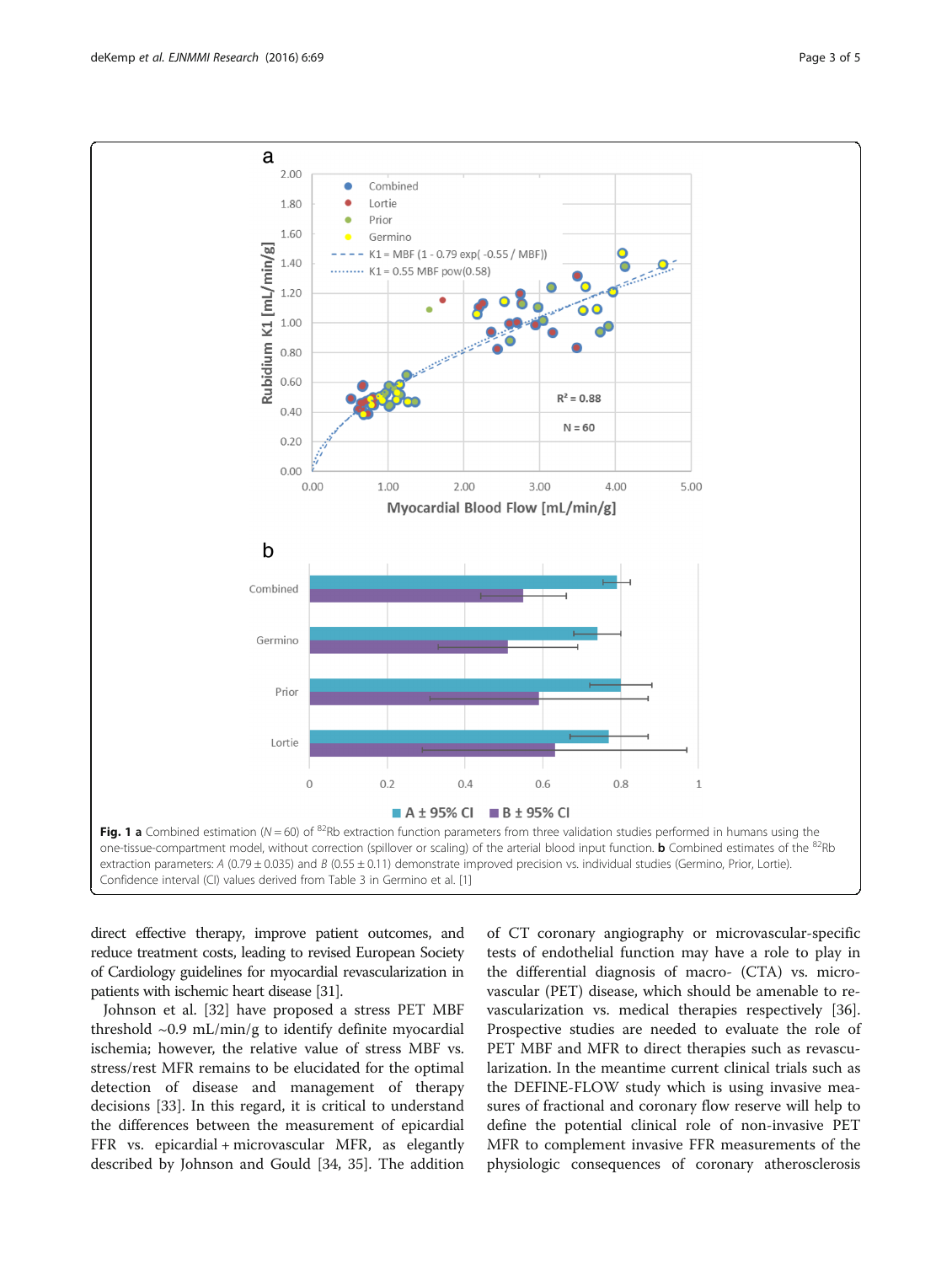**Fig. 1** **a** Combined estimation ($N = 60$) of $^{82}$Rb extraction function parameters from three validation studies performed in humans using the one-tissue-compartment model, without correction (spillover or scaling) of the arterial blood input function. **b** Combined estimates of the $^{82}$Rb extraction parameters: $A$ ($0.79 \pm 0.035$) and $B$ ($0.55 \pm 0.11$) demonstrate improved precision vs. individual studies (Germino, Prior, Lortie). Confidence interval (CI) values derived from Table 3 in Germino et al. [1]

direct effective therapy, improve patient outcomes, and reduce treatment costs, leading to revised European Society of Cardiology guidelines for myocardial revascularization in patients with ischemic heart disease [31].

Johnson et al. [32] have proposed a stress PET MBF threshold ~0.9 mL/min/g to identify definite myocardial ischemia; however, the relative value of stress MBF vs. stress/rest MFR remains to be elucidated for the optimal detection of disease and management of therapy decisions [33]. In this regard, it is critical to understand the differences between the measurement of epicardial FFR vs. epicardial + microvascular MFR, as elegantly described by Johnson and Gould [34, 35]. The addition of CT coronary angiography or microvascular-specific tests of endothelial function may have a role to play in the differential diagnosis of macro- (CTA) vs. microvascular (PET) disease, which should be amenable to revascularization vs. medical therapies respectively [36]. Prospective studies are needed to evaluate the role of PET MBF and MFR to direct therapies such as revascularization. In the meantime current clinical trials such as the DEFINE-FLOW study which is using invasive measures of fractional and coronary flow reserve will help to define the potential clinical role of non-invasive PET MFR to complement invasive FFR measurements of the physiologic consequences of coronary atherosclerosis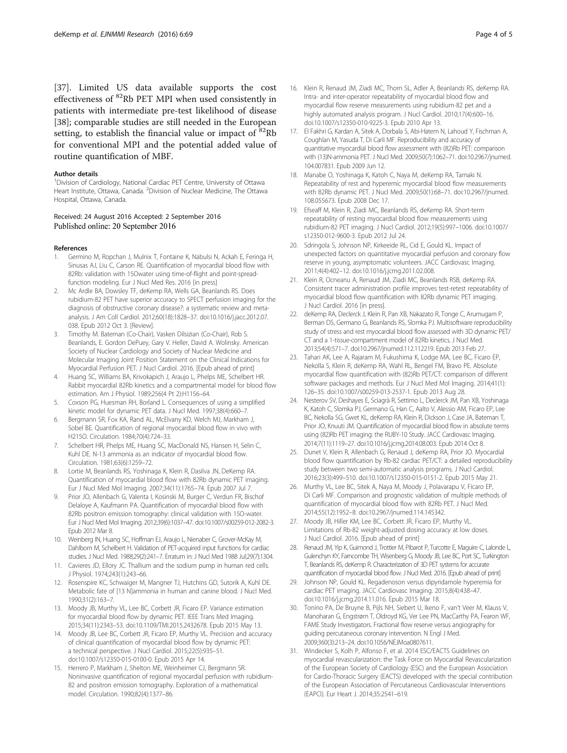[37]. Limited US data available supports the cost effectiveness of $^{82}$Rb PET MPI when used consistently in patients with intermediate pre-test likelihood of disease [38]; comparable studies are still needed in the European setting, to establish the financial value or impact of $^{82}$Rb for conventional MPI and the potential added value of routine quantification of MBF.

#### Author details

[1]Division of Cardiology, National Cardiac PET Centre, University of Ottawa Heart Institute, Ottawa, Canada. [2]Division of Nuclear Medicine, The Ottawa Hospital, Ottawa, Canada.

Received: 24 August 2016 Accepted: 2 September 2016
Published online: 20 September 2016

#### References

1. Germino M, Ropchan J, Mulnix T, Fontaine K, Nabulsi N, Ackah E, Feringa H, Sinusas AJ, Liu C, Carson RE. Quantification of myocardial blood flow with 82Rb: validation with 15Owater using time-of-flight and point-spread-function modeling. Eur J Nucl Med Res. 2016 [in press]
2. Mc Ardle BA, Dowsley TF, deKemp RA, Wells GA, Beanlands RS. Does rubidium-82 PET have superior accuracy to SPECT perfusion imaging for the diagnosis of obstructive coronary disease?: a systematic review and meta-analysis. J Am Coll Cardiol. 2012;60(18):1828–37. doi:10.1016/j.jacc.2012.07.038. Epub 2012 Oct 3. [Review].
3. Timothy M. Bateman (Co-Chair), Vasken Dilsizian (Co-Chair), Rob S. Beanlands, E. Gordon DePuey, Gary V. Heller, David A. Wolinsky. American Society of Nuclear Cardiology and Society of Nuclear Medicine and Molecular Imaging Joint Position Statement on the Clinical Indications for Myocardial Perfusion PET. J Nucl Cardiol. 2016. [Epub ahead of print]
4. Huang SC, Williams BA, Krivokapich J, Araujo L, Phelps ME, Schelbert HR. Rabbit myocardial 82Rb kinetics and a compartmental model for blood flow estimation. Am J Physiol. 1989;256(4 Pt 2):H1156–64.
5. Coxson PG, Huesman RH, Borland L. Consequences of using a simplified kinetic model for dynamic PET data. J Nucl Med. 1997;38(4):660–7.
6. Bergmann SR, Fox KA, Rand AL, McElvany KD, Welch MJ, Markham J, Sobel BE. Quantification of regional myocardial blood flow in vivo with H215O. Circulation. 1984;70(4):724–33.
7. Schelbert HR, Phelps ME, Huang SC, MacDonald NS, Hansen H, Selin C, Kuhl DE. N-13 ammonia as an indicator of myocardial blood flow. Circulation. 1981;63(6):1259–72.
8. Lortie M, Beanlands RS, Yoshinaga K, Klein R, Dasilva JN, DeKemp RA. Quantification of myocardial blood flow with 82Rb dynamic PET imaging. Eur J Nucl Med Mol Imaging. 2007;34(11):1765–74. Epub 2007 Jul 7.
9. Prior JO, Allenbach G, Valenta I, Kosinski M, Burger C, Verdun FR, Bischof Delaloye A, Kaufmann PA. Quantification of myocardial blood flow with 82Rb positron emission tomography: clinical validation with 15O-water. Eur J Nucl Med Mol Imaging. 2012;39(6):1037–47. doi:10.1007/s00259-012-2082-3. Epub 2012 Mar 8.
10. Weinberg IN, Huang SC, Hoffman EJ, Araujo L, Nienaber C, Grover-McKay M, Dahlbom M, Schelbert H. Validation of PET-acquired input functions for cardiac studies. J Nucl Med. 1988;29(2):241–7. Erratum in: J Nucl Med 1988 Jul;29(7):1304.
11. Cavieres JD, Ellory JC. Thallium and the sodium pump in human red cells. J Physiol. 1974;243(1):243–66.
12. Rosenspire KC, Schwaiger M, Mangner TJ, Hutchins GD, Sutorik A, Kuhl DE. Metabolic fate of [13 N]ammonia in human and canine blood. J Nucl Med. 1990;31(2):163–7.
13. Moody JB, Murthy VL, Lee BC, Corbett JR, Ficaro EP. Variance estimation for myocardial blood flow by dynamic PET. IEEE Trans Med Imaging. 2015;34(11):2343–53. doi:10.1109/TMI.2015.2432678. Epub 2015 May 13.
14. Moody JB, Lee BC, Corbett JR, Ficaro EP, Murthy VL. Precision and accuracy of clinical quantification of myocardial blood flow by dynamic PET: a technical perspective. J Nucl Cardiol. 2015;22(5):935–51. doi:10.1007/s12350-015-0100-0. Epub 2015 Apr 14.
15. Herrero P, Markham J, Shelton ME, Weinheimer CJ, Bergmann SR. Noninvasive quantification of regional myocardial perfusion with rubidium-82 and positron emission tomography. Exploration of a mathematical model. Circulation. 1990;82(4):1377–86.
16. Klein R, Renaud JM, Ziadi MC, Thorn SL, Adler A, Beanlands RS, deKemp RA. Intra- and inter-operator repeatability of myocardial blood flow and myocardial flow reserve measurements using rubidium-82 pet and a highly automated analysis program. J Nucl Cardiol. 2010;17(4):600–16. doi:10.1007/s12350-010-9225-3. Epub 2010 Apr 13.
17. El Fakhri G, Kardan A, Sitek A, Dorbala S, Abi-Hatem N, Lahoud Y, Fischman A, Coughlan M, Yasuda T, Di Carli MF. Reproducibility and accuracy of quantitative myocardial blood flow assessment with (82)Rb PET: comparison with (13)N-ammonia PET. J Nucl Med. 2009;50(7):1062–71. doi:10.2967/jnumed.104.007831. Epub 2009 Jun 12.
18. Manabe O, Yoshinaga K, Katoh C, Naya M, deKemp RA, Tamaki N. Repeatability of rest and hyperemic myocardial blood flow measurements with 82Rb dynamic PET. J Nucl Med. 2009;50(1):68–71. doi:10.2967/jnumed.108.055673. Epub 2008 Dec 17.
19. Efseaff M, Klein R, Ziadi MC, Beanlands RS, deKemp RA. Short-term repeatability of resting myocardial blood flow measurements using rubidium-82 PET imaging. J Nucl Cardiol. 2012;19(5):997–1006. doi:10.1007/s12350-012-9600-3. Epub 2012 Jul 24.
20. Sdringola S, Johnson NP, Kirkeeide RL, Cid E, Gould KL. Impact of unexpected factors on quantitative myocardial perfusion and coronary flow reserve in young, asymptomatic volunteers. JACC Cardiovasc Imaging. 2011;4(4):402–12. doi:10.1016/j.jcmg.2011.02.008.
21. Klein R, Ocneanu A, Renaud JM, Ziadi MC, Beanlands RSB, deKemp RA. Consistent tracer administration profile improves test-retest repeatability of myocardial blood flow quantification with 82Rb dynamic PET imaging. J Nucl Cardiol. 2016 [in press].
22. deKemp RA, Declerck J, Klein R, Pan XB, Nakazato R, Tonge C, Arumugam P, Berman DS, Germano G, Beanlands RS, Slomka PJ. Multisoftware reproducibility study of stress and rest myocardial blood flow assessed with 3D dynamic PET/CT and a 1-tissue-compartment model of 82Rb kinetics. J Nucl Med. 2013;54(4):571–7. doi:10.2967/jnumed.112.112219. Epub 2013 Feb 27.
23. Tahari AK, Lee A, Rajaram M, Fukushima K, Lodge MA, Lee BC, Ficaro EP, Nekolla S, Klein R, deKemp RA, Wahl RL, Bengel FM, Bravo PE. Absolute myocardial flow quantification with (82)Rb PET/CT: comparison of different software packages and methods. Eur J Nucl Med Mol Imaging. 2014;41(1):126–35. doi:10.1007/s00259-013-2537-1. Epub 2013 Aug 28.
24. Nesterov SV, Deshayes E, Sciagrà R, Settimo L, Declerck JM, Pan XB, Yoshinaga K, Katoh C, Slomka PJ, Germano G, Han C, Aalto V, Alessio AM, Ficaro EP, Lee BC, Nekolla SG, Gwet KL, deKemp RA, Klein R, Dickson J, Case JA, Bateman T, Prior JO, Knuuti JM. Quantification of myocardial blood flow in absolute terms using (82)Rb PET imaging: the RUBY-10 Study. JACC Cardiovasc Imaging. 2014;7(11):1119–27. doi:10.1016/j.jcmg.2014.08.003. Epub 2014 Oct 8.
25. Dunet V, Klein R, Allenbach G, Renaud J, deKemp RA, Prior JO. Myocardial blood flow quantification by Rb-82 cardiac PET/CT: a detailed reproducibility study between two semi-automatic analysis programs. J Nucl Cardiol. 2016;23(3):499–510. doi:10.1007/s12350-015-0151-2. Epub 2015 May 21.
26. Murthy VL, Lee BC, Sitek A, Naya M, Moody J, Polavarapu V, Ficaro EP, Di Carli MF. Comparison and prognostic validation of multiple methods of quantification of myocardial blood flow with 82Rb PET. J Nucl Med. 2014;55(12):1952–8. doi:10.2967/jnumed.114.145342.
27. Moody JB, Hiller KM, Lee BC, Corbett JR, Ficaro EP, Murthy VL. Limitations of Rb-82 weight-adjusted dosing accuracy at low doses. J Nucl Cardiol. 2016. [Epub ahead of print]
28. Renaud JM, Yip K, Guimond J, Trottier M, Pibarot P, Turcotte E, Maguire C, Lalonde L, Gulenchyn KY, Farncombe TH, Wisenberg G, Moody JB, Lee BC, Port SC, Turkington T, Beanlands RS, deKemp R. Characterization of 3D PET systems for accurate quantification of myocardial blood flow. J Nucl Med. 2016. [Epub ahead of print]
29. Johnson NP, Gould KL. Regadenoson versus dipyridamole hyperemia for cardiac PET imaging. JACC Cardiovasc Imaging. 2015;8(4):438–47. doi:10.1016/j.jcmg.2014.11.016. Epub 2015 Mar 18.
30. Tonino PA, De Bruyne B, Pijls NH, Siebert U, Ikeno F, van't Veer M, Klauss V, Manoharan G, Engstrøm T, Oldroyd KG, Ver Lee PN, MacCarthy PA, Fearon WF, FAME Study Investigators. Fractional flow reserve versus angiography for guiding percutaneous coronary intervention. N Engl J Med. 2009;360(3):213–24. doi:10.1056/NEJMoa0807611.
31. Windecker S, Kolh P, Alfonso F, et al. 2014 ESC/EACTS Guidelines on myocardial revascularization: the Task Force on Myocardial Revascularization of the European Society of Cardiology (ESC) and the European Association for Cardio-Thoracic Surgery (EACTS) developed with the special contribution of the European Association of Percutaneous Cardiovascular Interventions (EAPCI). Eur Heart J. 2014;35:2541–619.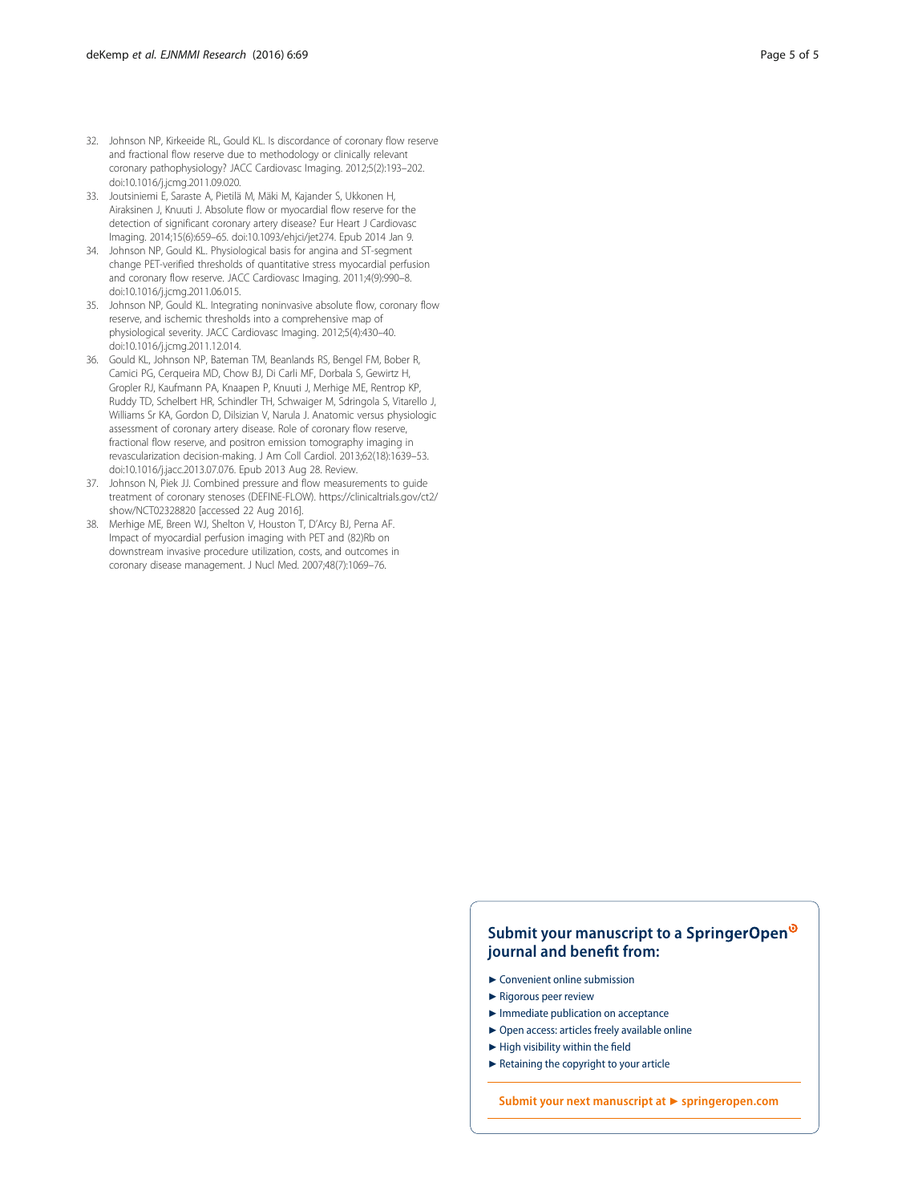32. Johnson NP, Kirkeeide RL, Gould KL. Is discordance of coronary flow reserve and fractional flow reserve due to methodology or clinically relevant coronary pathophysiology? JACC Cardiovasc Imaging. 2012;5(2):193–202. doi:10.1016/j.jcmg.2011.09.020.
33. Joutsiniemi E, Saraste A, Pietilä M, Mäki M, Kajander S, Ukkonen H, Airaksinen J, Knuuti J. Absolute flow or myocardial flow reserve for the detection of significant coronary artery disease? Eur Heart J Cardiovasc Imaging. 2014;15(6):659–65. doi:10.1093/ehjci/jet274. Epub 2014 Jan 9.
34. Johnson NP, Gould KL. Physiological basis for angina and ST-segment change PET-verified thresholds of quantitative stress myocardial perfusion and coronary flow reserve. JACC Cardiovasc Imaging. 2011;4(9):990–8. doi:10.1016/j.jcmg.2011.06.015.
35. Johnson NP, Gould KL. Integrating noninvasive absolute flow, coronary flow reserve, and ischemic thresholds into a comprehensive map of physiological severity. JACC Cardiovasc Imaging. 2012;5(4):430–40. doi:10.1016/j.jcmg.2011.12.014.
36. Gould KL, Johnson NP, Bateman TM, Beanlands RS, Bengel FM, Bober R, Camici PG, Cerqueira MD, Chow BJ, Di Carli MF, Dorbala S, Gewirtz H, Gropler RJ, Kaufmann PA, Knaapen P, Knuuti J, Merhige ME, Rentrop KP, Ruddy TD, Schelbert HR, Schindler TH, Schwaiger M, Sdringola S, Vitarello J, Williams Sr KA, Gordon D, Dilsizian V, Narula J. Anatomic versus physiologic assessment of coronary artery disease. Role of coronary flow reserve, fractional flow reserve, and positron emission tomography imaging in revascularization decision-making. J Am Coll Cardiol. 2013;62(18):1639–53. doi:10.1016/j.jacc.2013.07.076. Epub 2013 Aug 28. Review.
37. Johnson N, Piek JJ. Combined pressure and flow measurements to guide treatment of coronary stenoses (DEFINE-FLOW). https://clinicaltrials.gov/ct2/show/NCT02328820 [accessed 22 Aug 2016].
38. Merhige ME, Breen WJ, Shelton V, Houston T, D'Arcy BJ, Perna AF. Impact of myocardial perfusion imaging with PET and (82)Rb on downstream invasive procedure utilization, costs, and outcomes in coronary disease management. J Nucl Med. 2007;48(7):1069–76.

**Submit your manuscript to a SpringerOpen journal and benefit from:**

- ► Convenient online submission
- ► Rigorous peer review
- ► Immediate publication on acceptance
- ► Open access: articles freely available online
- ► High visibility within the field
- ► Retaining the copyright to your article

**Submit your next manuscript at ► springeropen.com**